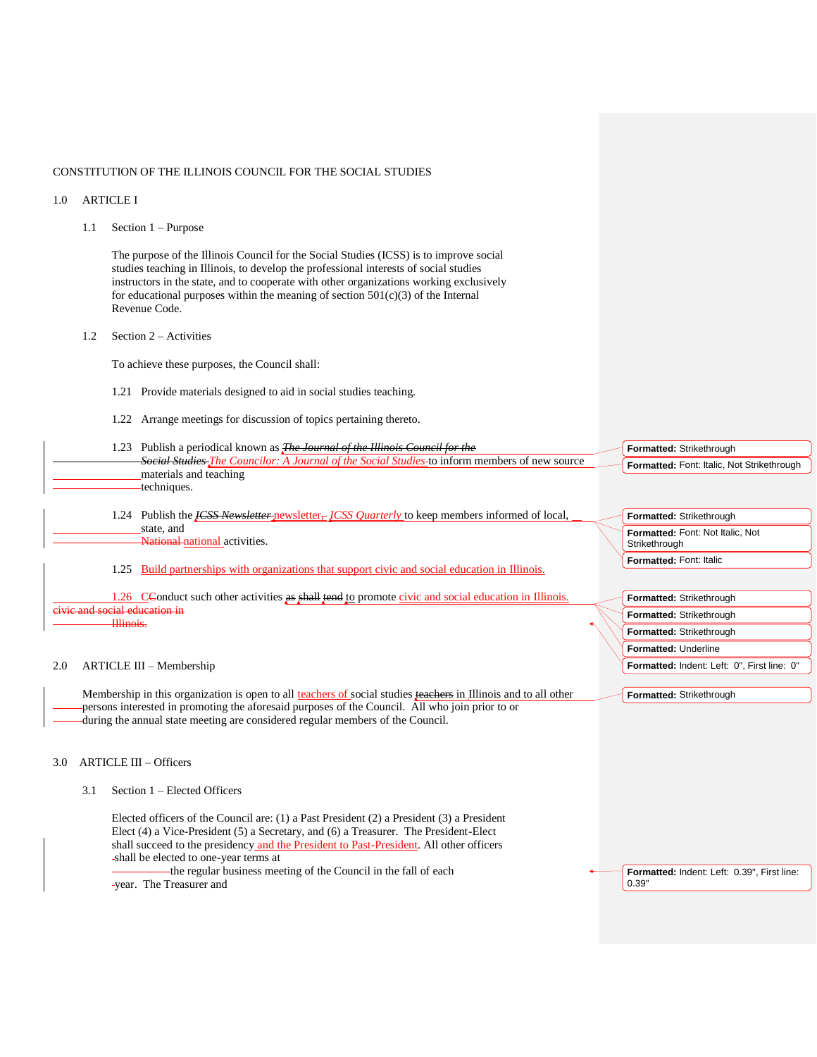CONSTITUTION OF THE ILLINOIS COUNCIL FOR THE SOCIAL STUDIES

1.0 ARTICLE I

1.1 Section 1 – Purpose

The purpose of the Illinois Council for the Social Studies (ICSS) is to improve social studies teaching in Illinois, to develop the professional interests of social studies instructors in the state, and to cooperate with other organizations working exclusively for educational purposes within the meaning of section 501(c)(3) of the Internal Revenue Code.

1.2 Section 2 – Activities

To achieve these purposes, the Council shall:

1.21 Provide materials designed to aid in social studies teaching.

1.22 Arrange meetings for discussion of topics pertaining thereto.

1.23 Publish a periodical known as ~~*The Journal of the Illinois Council for the Social Studies*~~ *The Councilor: A Journal of the Social Studies* to inform members of new source materials and teaching techniques.

1.24 Publish the ~~*ICSS Newsletter*~~ newsletter, *ICSS Quarterly* to keep members informed of local, state, and ~~National~~ national activities.

1.25 Build partnerships with organizations that support civic and social education in Illinois.

1.26 Conduct such other activities ~~as shall tend~~ to promote civic and social education in Illinois. ~~civic and social education in Illinois.~~

2.0 ARTICLE III – Membership

Membership in this organization is open to all teachers of social studies ~~teachers~~ in Illinois and to all other persons interested in promoting the aforesaid purposes of the Council. All who join prior to or during the annual state meeting are considered regular members of the Council.

3.0 ARTICLE III – Officers

3.1 Section 1 – Elected Officers

Elected officers of the Council are: (1) a Past President (2) a President (3) a President Elect (4) a Vice-President (5) a Secretary, and (6) a Treasurer. The President-Elect shall succeed to the presidency and the President to Past-President. All other officers shall be elected to one-year terms at the regular business meeting of the Council in the fall of each year. The Treasurer and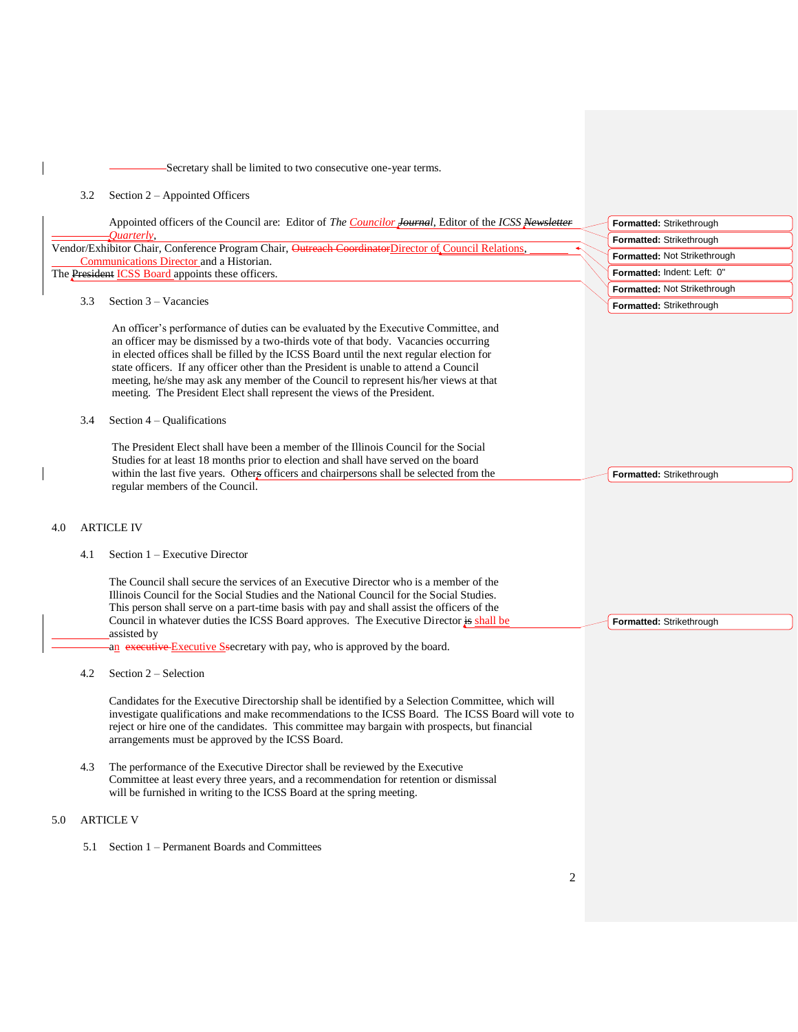Secretary shall be limited to two consecutive one-year terms.

3.2 Section 2 – Appointed Officers

Appointed officers of the Council are: Editor of *The* Councilor ~~*Journal*~~, Editor of the *ICSS* ~~*Newsletter*~~ *Quarterly*, Vendor/Exhibitor Chair, Conference Program Chair, ~~Outreach Coordinator~~Director of Council Relations, Communications Director and a Historian.

The ~~President~~ ICSS Board appoints these officers.

3.3 Section 3 – Vacancies

An officer's performance of duties can be evaluated by the Executive Committee, and an officer may be dismissed by a two-thirds vote of that body. Vacancies occurring in elected offices shall be filled by the ICSS Board until the next regular election for state officers. If any officer other than the President is unable to attend a Council meeting, he/she may ask any member of the Council to represent his/her views at that meeting. The President Elect shall represent the views of the President.

3.4 Section 4 – Qualifications

The President Elect shall have been a member of the Illinois Council for the Social Studies for at least 18 months prior to election and shall have served on the board within the last five years. Other~~s~~ officers and chairpersons shall be selected from the regular members of the Council.

## 4.0 ARTICLE IV

4.1 Section 1 – Executive Director

The Council shall secure the services of an Executive Director who is a member of the Illinois Council for the Social Studies and the National Council for the Social Studies. This person shall serve on a part-time basis with pay and shall assist the officers of the Council in whatever duties the ICSS Board approves. The Executive Director ~~is~~ shall be assisted by an ~~executive~~ Executive ~~s~~Secretary with pay, who is approved by the board.

4.2 Section 2 – Selection

Candidates for the Executive Directorship shall be identified by a Selection Committee, which will investigate qualifications and make recommendations to the ICSS Board. The ICSS Board will vote to reject or hire one of the candidates. This committee may bargain with prospects, but financial arrangements must be approved by the ICSS Board.

4.3 The performance of the Executive Director shall be reviewed by the Executive Committee at least every three years, and a recommendation for retention or dismissal will be furnished in writing to the ICSS Board at the spring meeting.

## 5.0 ARTICLE V

5.1 Section 1 – Permanent Boards and Committees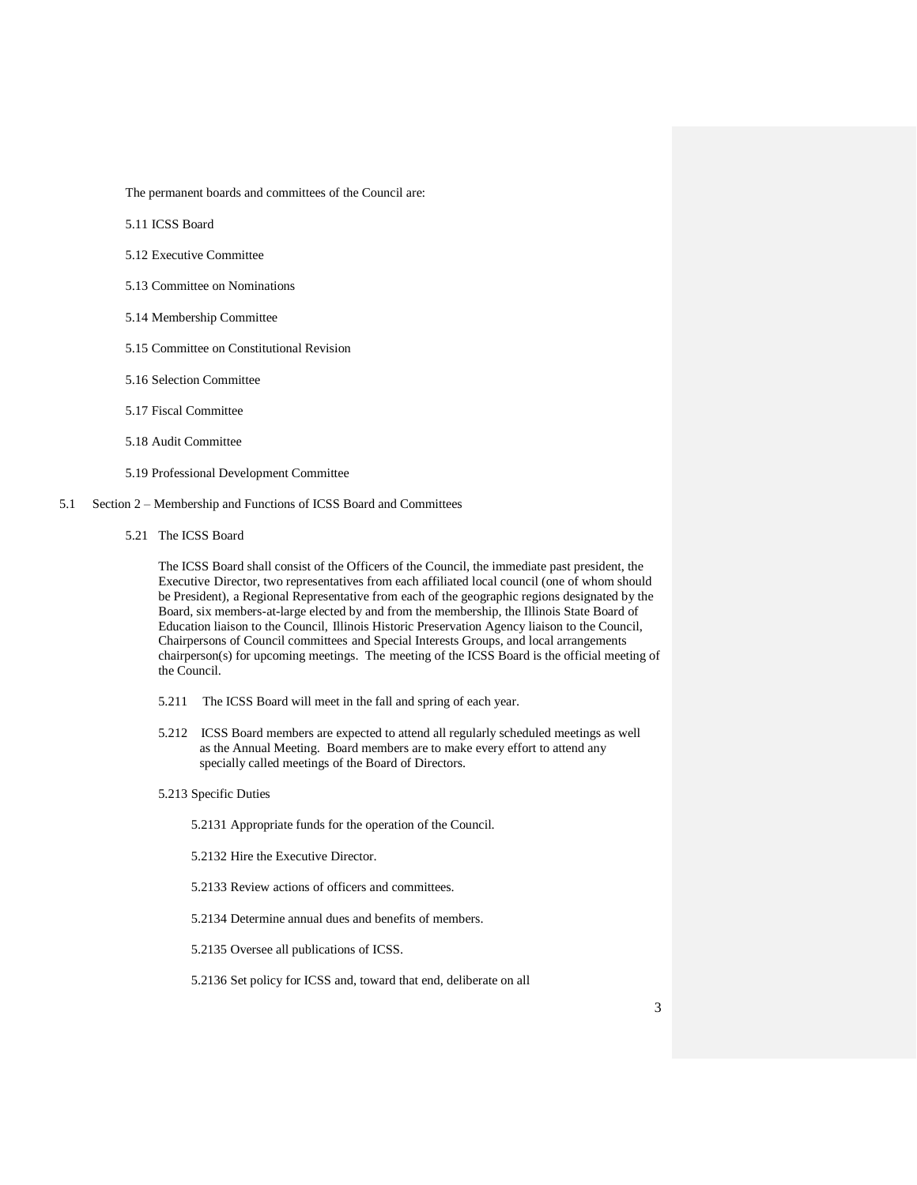The permanent boards and committees of the Council are:

5.11 ICSS Board

5.12 Executive Committee

5.13 Committee on Nominations

5.14 Membership Committee

5.15 Committee on Constitutional Revision

5.16 Selection Committee

5.17 Fiscal Committee

5.18 Audit Committee

5.19 Professional Development Committee

5.1 Section 2 – Membership and Functions of ICSS Board and Committees

5.21 The ICSS Board

The ICSS Board shall consist of the Officers of the Council, the immediate past president, the Executive Director, two representatives from each affiliated local council (one of whom should be President), a Regional Representative from each of the geographic regions designated by the Board, six members-at-large elected by and from the membership, the Illinois State Board of Education liaison to the Council, Illinois Historic Preservation Agency liaison to the Council, Chairpersons of Council committees and Special Interests Groups, and local arrangements chairperson(s) for upcoming meetings. The meeting of the ICSS Board is the official meeting of the Council.

5.211 The ICSS Board will meet in the fall and spring of each year.

5.212 ICSS Board members are expected to attend all regularly scheduled meetings as well as the Annual Meeting. Board members are to make every effort to attend any specially called meetings of the Board of Directors.

5.213 Specific Duties

5.2131 Appropriate funds for the operation of the Council.

5.2132 Hire the Executive Director.

5.2133 Review actions of officers and committees.

5.2134 Determine annual dues and benefits of members.

5.2135 Oversee all publications of ICSS.

5.2136 Set policy for ICSS and, toward that end, deliberate on all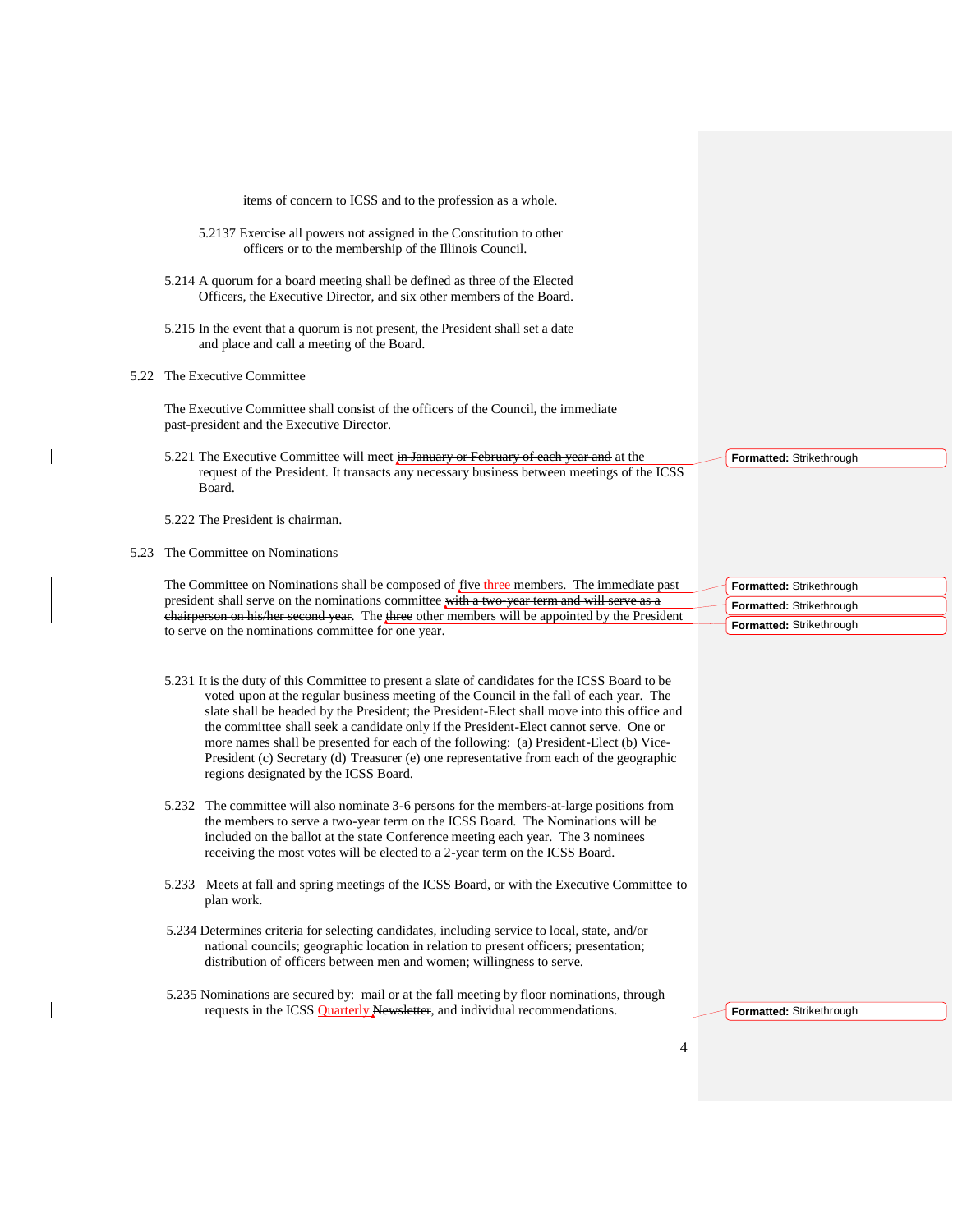items of concern to ICSS and to the profession as a whole.

5.2137 Exercise all powers not assigned in the Constitution to other officers or to the membership of the Illinois Council.

5.214 A quorum for a board meeting shall be defined as three of the Elected Officers, the Executive Director, and six other members of the Board.

5.215 In the event that a quorum is not present, the President shall set a date and place and call a meeting of the Board.

## 5.22 The Executive Committee

The Executive Committee shall consist of the officers of the Council, the immediate past-president and the Executive Director.

5.221 The Executive Committee will meet ~~in January or February of each year and~~ at the request of the President. It transacts any necessary business between meetings of the ICSS Board.

5.222 The President is chairman.

## 5.23 The Committee on Nominations

The Committee on Nominations shall be composed of ~~five~~ three members. The immediate past president shall serve on the nominations committee ~~with a two-year term and will serve as a chairperson on his/her second year~~. The ~~three~~ other members will be appointed by the President to serve on the nominations committee for one year.

5.231 It is the duty of this Committee to present a slate of candidates for the ICSS Board to be voted upon at the regular business meeting of the Council in the fall of each year. The slate shall be headed by the President; the President-Elect shall move into this office and the committee shall seek a candidate only if the President-Elect cannot serve. One or more names shall be presented for each of the following: (a) President-Elect (b) Vice-President (c) Secretary (d) Treasurer (e) one representative from each of the geographic regions designated by the ICSS Board.

5.232 The committee will also nominate 3-6 persons for the members-at-large positions from the members to serve a two-year term on the ICSS Board. The Nominations will be included on the ballot at the state Conference meeting each year. The 3 nominees receiving the most votes will be elected to a 2-year term on the ICSS Board.

5.233 Meets at fall and spring meetings of the ICSS Board, or with the Executive Committee to plan work.

5.234 Determines criteria for selecting candidates, including service to local, state, and/or national councils; geographic location in relation to present officers; presentation; distribution of officers between men and women; willingness to serve.

5.235 Nominations are secured by: mail or at the fall meeting by floor nominations, through requests in the ICSS Quarterly ~~Newsletter~~, and individual recommendations.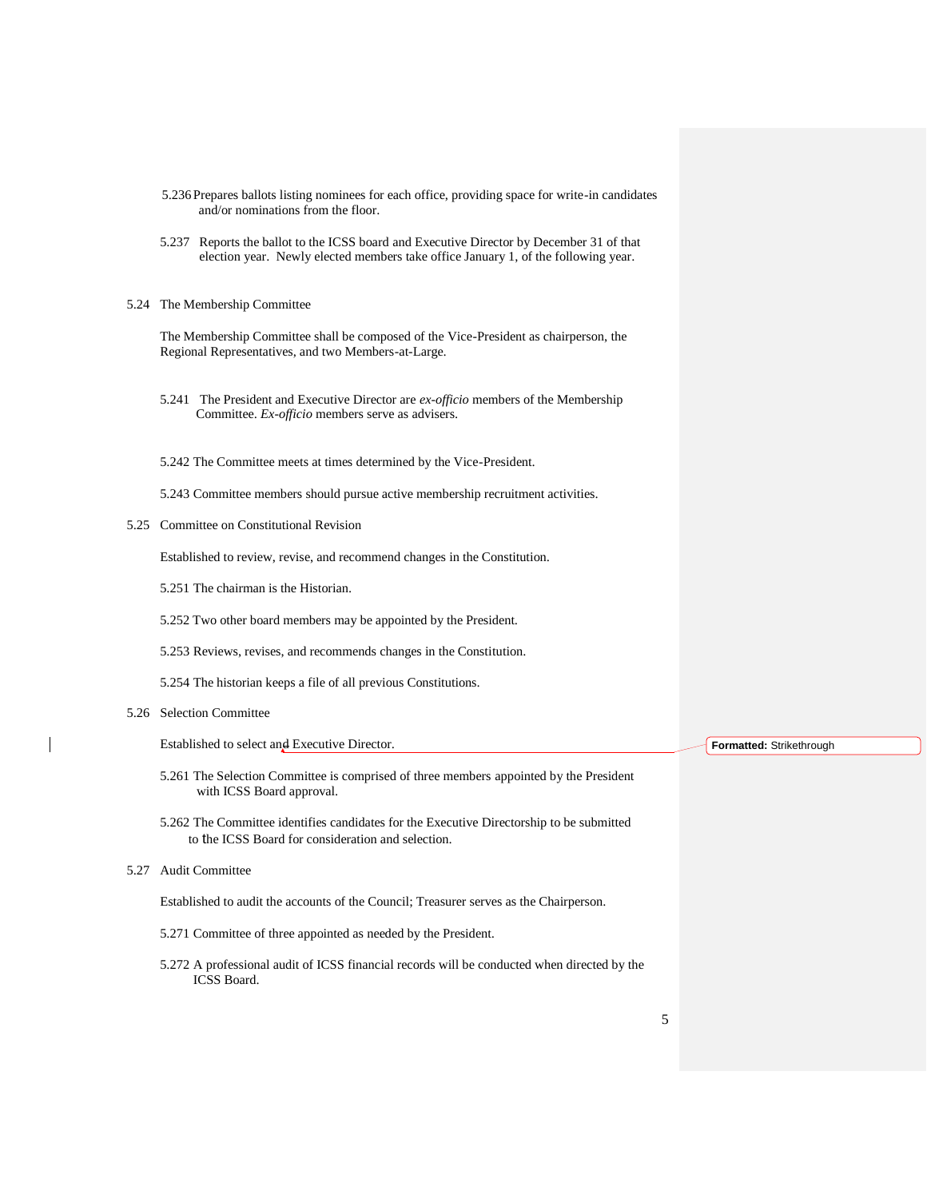5.236 Prepares ballots listing nominees for each office, providing space for write-in candidates and/or nominations from the floor.

5.237 Reports the ballot to the ICSS board and Executive Director by December 31 of that election year. Newly elected members take office January 1, of the following year.

5.24 The Membership Committee

The Membership Committee shall be composed of the Vice-President as chairperson, the Regional Representatives, and two Members-at-Large.

5.241 The President and Executive Director are *ex-officio* members of the Membership Committee. *Ex-officio* members serve as advisers.

5.242 The Committee meets at times determined by the Vice-President.

5.243 Committee members should pursue active membership recruitment activities.

5.25 Committee on Constitutional Revision

Established to review, revise, and recommend changes in the Constitution.

5.251 The chairman is the Historian.

5.252 Two other board members may be appointed by the President.

5.253 Reviews, revises, and recommends changes in the Constitution.

5.254 The historian keeps a file of all previous Constitutions.

5.26 Selection Committee

Established to select and Executive Director.

5.261 The Selection Committee is comprised of three members appointed by the President with ICSS Board approval.

5.262 The Committee identifies candidates for the Executive Directorship to be submitted to the ICSS Board for consideration and selection.

5.27 Audit Committee

Established to audit the accounts of the Council; Treasurer serves as the Chairperson.

5.271 Committee of three appointed as needed by the President.

5.272 A professional audit of ICSS financial records will be conducted when directed by the ICSS Board.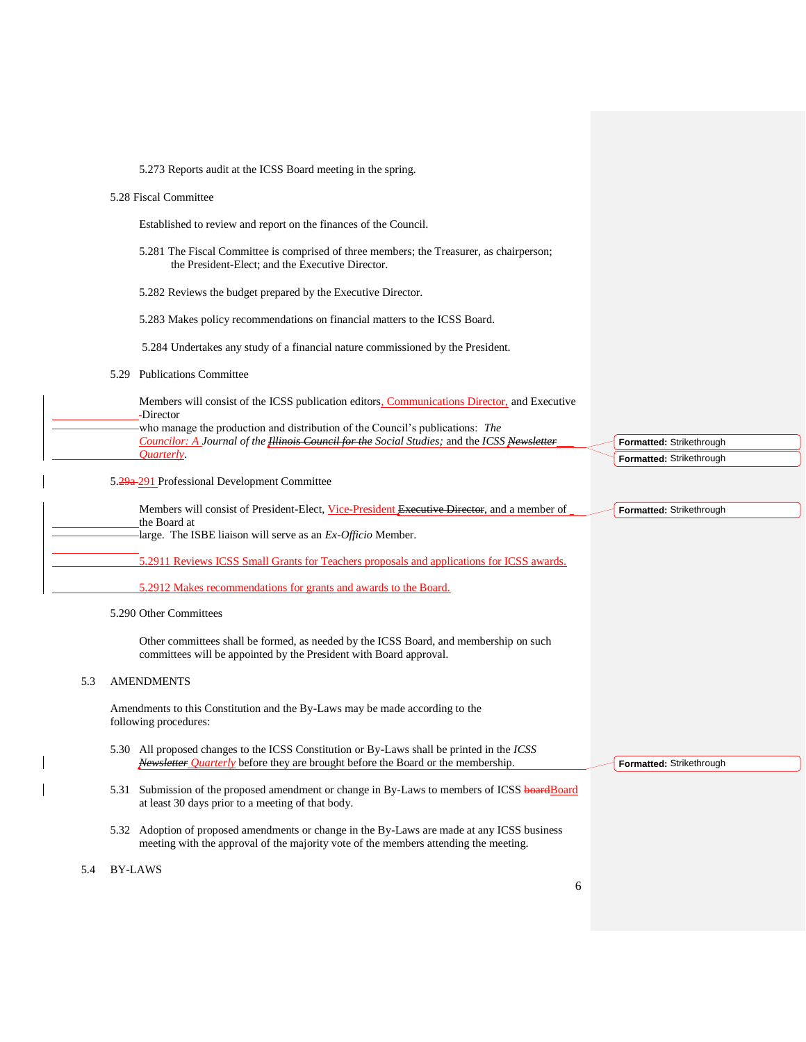5.273 Reports audit at the ICSS Board meeting in the spring.

5.28 Fiscal Committee

Established to review and report on the finances of the Council.

5.281 The Fiscal Committee is comprised of three members; the Treasurer, as chairperson; the President-Elect; and the Executive Director.

5.282 Reviews the budget prepared by the Executive Director.

5.283 Makes policy recommendations on financial matters to the ICSS Board.

5.284 Undertakes any study of a financial nature commissioned by the President.

5.29 Publications Committee

Members will consist of the ICSS publication editors, Communications Director, and Executive Director who manage the production and distribution of the Council's publications: *The Councilor: A Journal of the ~~Illinois Council for the~~ Social Studies;* and the *ICSS ~~Newsletter~~ Quarterly*.

5.~~29a~~ 291 Professional Development Committee

Members will consist of President-Elect, Vice-President ~~Executive Director~~, and a member of the Board at large. The ISBE liaison will serve as an *Ex-Officio* Member.

5.2911 Reviews ICSS Small Grants for Teachers proposals and applications for ICSS awards.

5.2912 Makes recommendations for grants and awards to the Board.

5.290 Other Committees

Other committees shall be formed, as needed by the ICSS Board, and membership on such committees will be appointed by the President with Board approval.

5.3 AMENDMENTS

Amendments to this Constitution and the By-Laws may be made according to the following procedures:

5.30 All proposed changes to the ICSS Constitution or By-Laws shall be printed in the *ICSS ~~Newsletter~~ Quarterly* before they are brought before the Board or the membership.

5.31 Submission of the proposed amendment or change in By-Laws to members of ICSS ~~board~~Board at least 30 days prior to a meeting of that body.

5.32 Adoption of proposed amendments or change in the By-Laws are made at any ICSS business meeting with the approval of the majority vote of the members attending the meeting.

5.4 BY-LAWS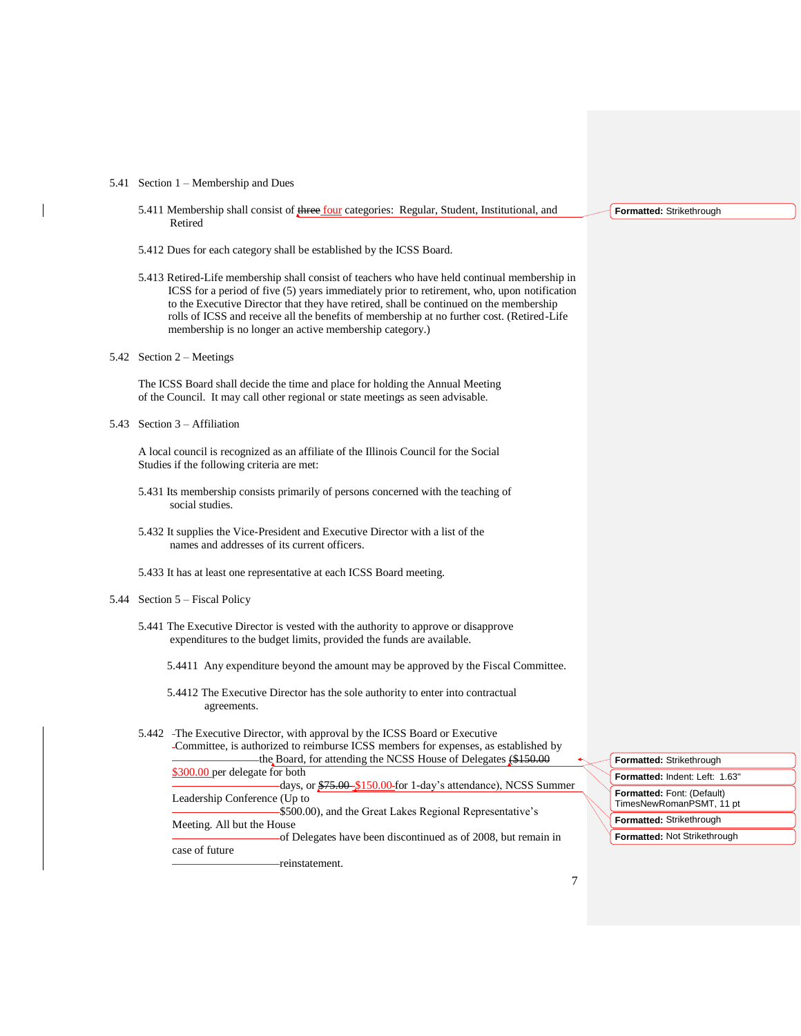5.41 Section 1 – Membership and Dues

5.411 Membership shall consist of ~~three~~ four categories: Regular, Student, Institutional, and Retired

5.412 Dues for each category shall be established by the ICSS Board.

5.413 Retired-Life membership shall consist of teachers who have held continual membership in ICSS for a period of five (5) years immediately prior to retirement, who, upon notification to the Executive Director that they have retired, shall be continued on the membership rolls of ICSS and receive all the benefits of membership at no further cost. (Retired-Life membership is no longer an active membership category.)

5.42 Section 2 – Meetings

The ICSS Board shall decide the time and place for holding the Annual Meeting of the Council. It may call other regional or state meetings as seen advisable.

5.43 Section 3 – Affiliation

A local council is recognized as an affiliate of the Illinois Council for the Social Studies if the following criteria are met:

5.431 Its membership consists primarily of persons concerned with the teaching of social studies.

5.432 It supplies the Vice-President and Executive Director with a list of the names and addresses of its current officers.

5.433 It has at least one representative at each ICSS Board meeting.

5.44 Section 5 – Fiscal Policy

5.441 The Executive Director is vested with the authority to approve or disapprove expenditures to the budget limits, provided the funds are available.

5.4411 Any expenditure beyond the amount may be approved by the Fiscal Committee.

5.4412 The Executive Director has the sole authority to enter into contractual agreements.

5.442 The Executive Director, with approval by the ICSS Board or Executive Committee, is authorized to reimburse ICSS members for expenses, as established by the Board, for attending the NCSS House of Delegates (~~$150.00~~ $300.00 per delegate for both days, or ~~$75.00~~ $150.00 for 1-day's attendance), NCSS Summer Leadership Conference (Up to $500.00), and the Great Lakes Regional Representative's Meeting. All but the House of Delegates have been discontinued as of 2008, but remain in case of future reinstatement.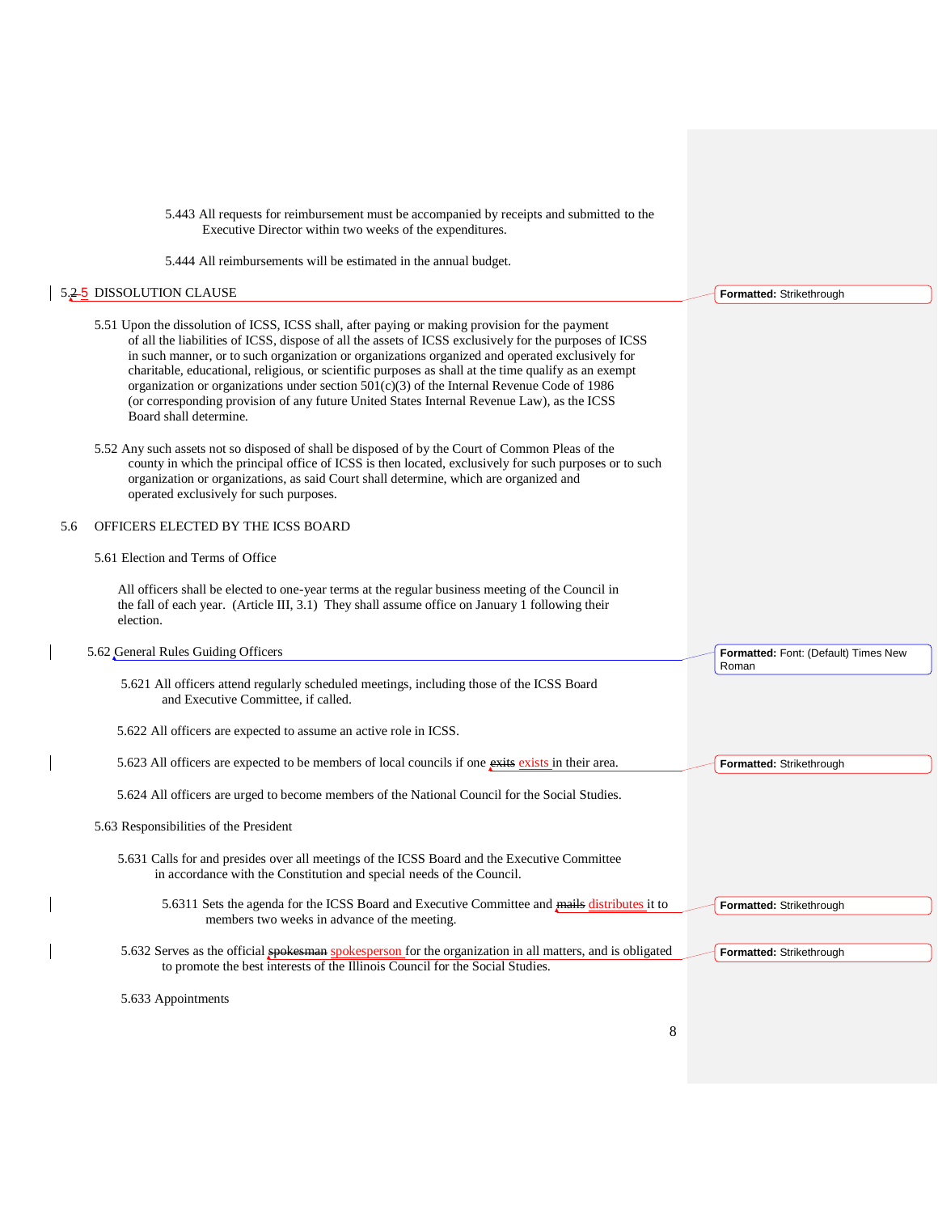5.443 All requests for reimbursement must be accompanied by receipts and submitted to the Executive Director within two weeks of the expenditures.

5.444 All reimbursements will be estimated in the annual budget.

5.~~2~~ 5 DISSOLUTION CLAUSE

5.51 Upon the dissolution of ICSS, ICSS shall, after paying or making provision for the payment of all the liabilities of ICSS, dispose of all the assets of ICSS exclusively for the purposes of ICSS in such manner, or to such organization or organizations organized and operated exclusively for charitable, educational, religious, or scientific purposes as shall at the time qualify as an exempt organization or organizations under section 501(c)(3) of the Internal Revenue Code of 1986 (or corresponding provision of any future United States Internal Revenue Law), as the ICSS Board shall determine.

5.52 Any such assets not so disposed of shall be disposed of by the Court of Common Pleas of the county in which the principal office of ICSS is then located, exclusively for such purposes or to such organization or organizations, as said Court shall determine, which are organized and operated exclusively for such purposes.

5.6 OFFICERS ELECTED BY THE ICSS BOARD

5.61 Election and Terms of Office

All officers shall be elected to one-year terms at the regular business meeting of the Council in the fall of each year. (Article III, 3.1) They shall assume office on January 1 following their election.

5.62 General Rules Guiding Officers

5.621 All officers attend regularly scheduled meetings, including those of the ICSS Board and Executive Committee, if called.

5.622 All officers are expected to assume an active role in ICSS.

5.623 All officers are expected to be members of local councils if one ~~exits~~ exists in their area.

5.624 All officers are urged to become members of the National Council for the Social Studies.

5.63 Responsibilities of the President

5.631 Calls for and presides over all meetings of the ICSS Board and the Executive Committee in accordance with the Constitution and special needs of the Council.

5.6311 Sets the agenda for the ICSS Board and Executive Committee and ~~mails~~ distributes it to members two weeks in advance of the meeting.

5.632 Serves as the official ~~spokesman~~ spokesperson for the organization in all matters, and is obligated to promote the best interests of the Illinois Council for the Social Studies.

5.633 Appointments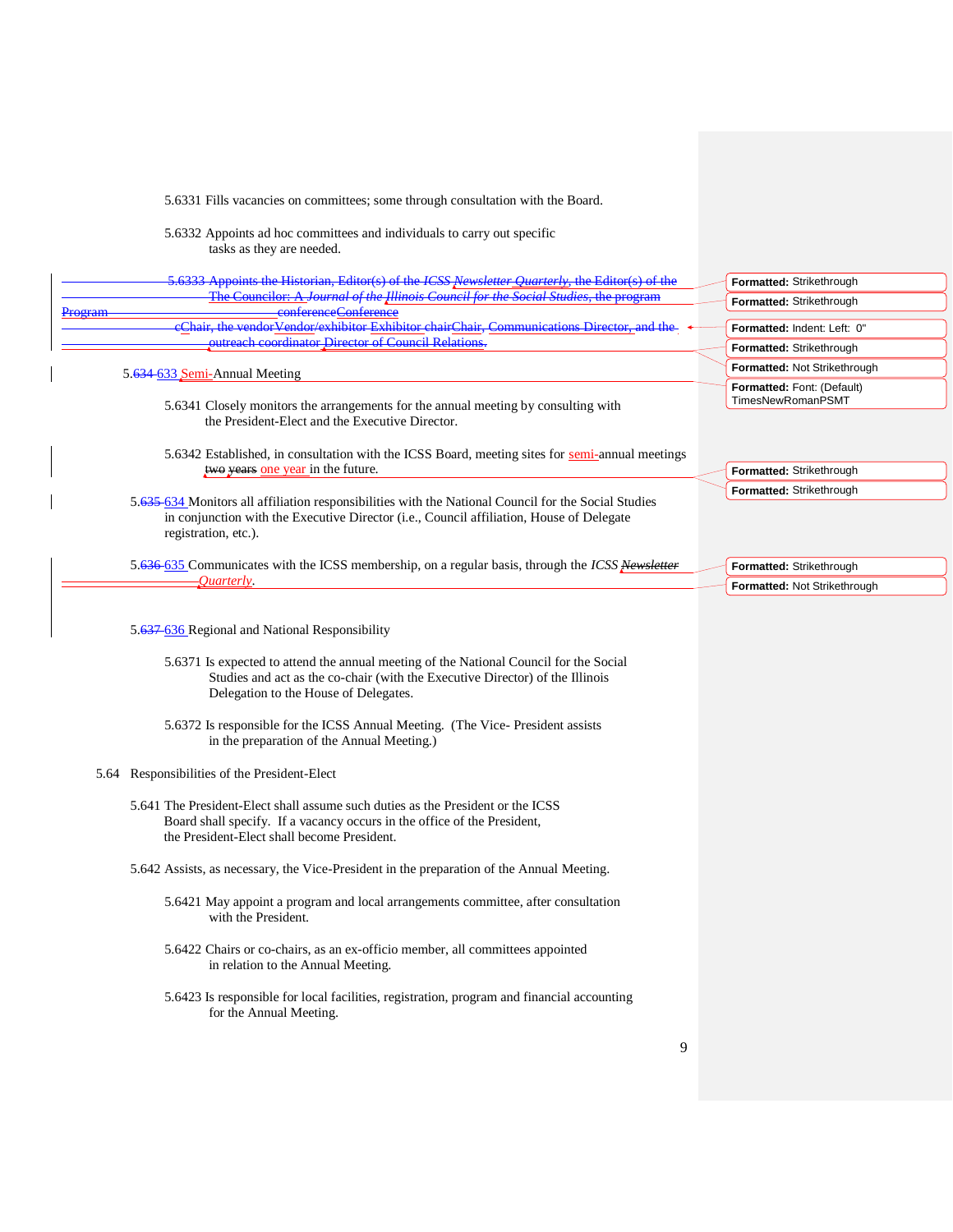5.6331 Fills vacancies on committees; some through consultation with the Board.

5.6332 Appoints ad hoc committees and individuals to carry out specific tasks as they are needed.

~~5.6333 Appoints the Historian, Editor(s) of the *ICSS Newsletter Quarterly*, the Editor(s) of the The Councilor: A *Journal of the Illinois Council for the Social Studies*, the program Program conferenceConference cChair, the vendorVendor/exhibitor Exhibitor chairChair, Communications Director, and the outreach coordinator Director of Council Relations.~~

5.634 633 Semi-Annual Meeting

5.6341 Closely monitors the arrangements for the annual meeting by consulting with the President-Elect and the Executive Director.

5.6342 Established, in consultation with the ICSS Board, meeting sites for semi-annual meetings ~~two years~~ one year in the future.

5.635 634 Monitors all affiliation responsibilities with the National Council for the Social Studies in conjunction with the Executive Director (i.e., Council affiliation, House of Delegate registration, etc.).

5.636 635 Communicates with the ICSS membership, on a regular basis, through the *ICSS ~~Newsletter~~ Quarterly*.

5.637 636 Regional and National Responsibility

5.6371 Is expected to attend the annual meeting of the National Council for the Social Studies and act as the co-chair (with the Executive Director) of the Illinois Delegation to the House of Delegates.

5.6372 Is responsible for the ICSS Annual Meeting. (The Vice- President assists in the preparation of the Annual Meeting.)

5.64 Responsibilities of the President-Elect

5.641 The President-Elect shall assume such duties as the President or the ICSS Board shall specify. If a vacancy occurs in the office of the President, the President-Elect shall become President.

5.642 Assists, as necessary, the Vice-President in the preparation of the Annual Meeting.

5.6421 May appoint a program and local arrangements committee, after consultation with the President.

5.6422 Chairs or co-chairs, as an ex-officio member, all committees appointed in relation to the Annual Meeting.

5.6423 Is responsible for local facilities, registration, program and financial accounting for the Annual Meeting.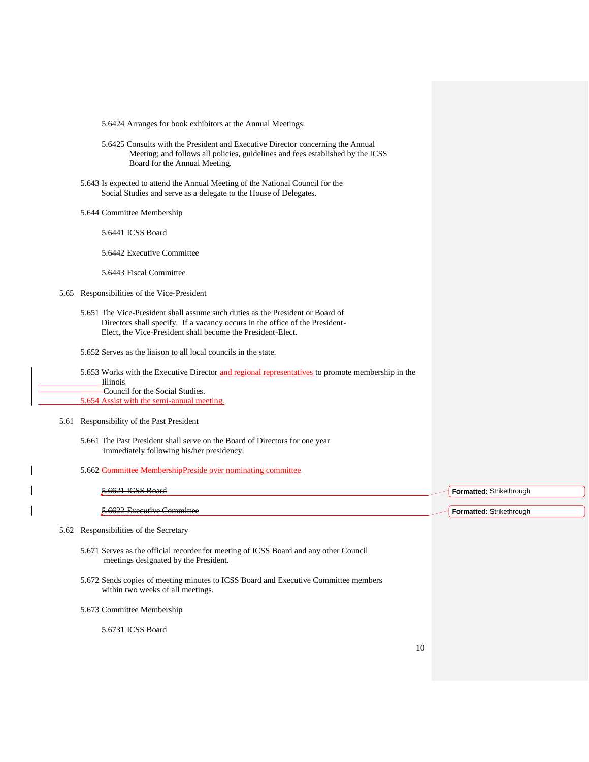5.6424 Arranges for book exhibitors at the Annual Meetings.

5.6425 Consults with the President and Executive Director concerning the Annual Meeting; and follows all policies, guidelines and fees established by the ICSS Board for the Annual Meeting.

5.643 Is expected to attend the Annual Meeting of the National Council for the Social Studies and serve as a delegate to the House of Delegates.

5.644 Committee Membership

5.6441 ICSS Board

5.6442 Executive Committee

5.6443 Fiscal Committee

5.65 Responsibilities of the Vice-President

5.651 The Vice-President shall assume such duties as the President or Board of Directors shall specify. If a vacancy occurs in the office of the President-Elect, the Vice-President shall become the President-Elect.

5.652 Serves as the liaison to all local councils in the state.

5.653 Works with the Executive Director and regional representatives to promote membership in the Illinois Council for the Social Studies.

5.654 Assist with the semi-annual meeting.

5.61 Responsibility of the Past President

5.661 The Past President shall serve on the Board of Directors for one year immediately following his/her presidency.

5.662 ~~Committee Membership~~Preside over nominating committee

~~5.6621 ICSS Board~~

~~5.6622 Executive Committee~~

5.62 Responsibilities of the Secretary

5.671 Serves as the official recorder for meeting of ICSS Board and any other Council meetings designated by the President.

5.672 Sends copies of meeting minutes to ICSS Board and Executive Committee members within two weeks of all meetings.

5.673 Committee Membership

5.6731 ICSS Board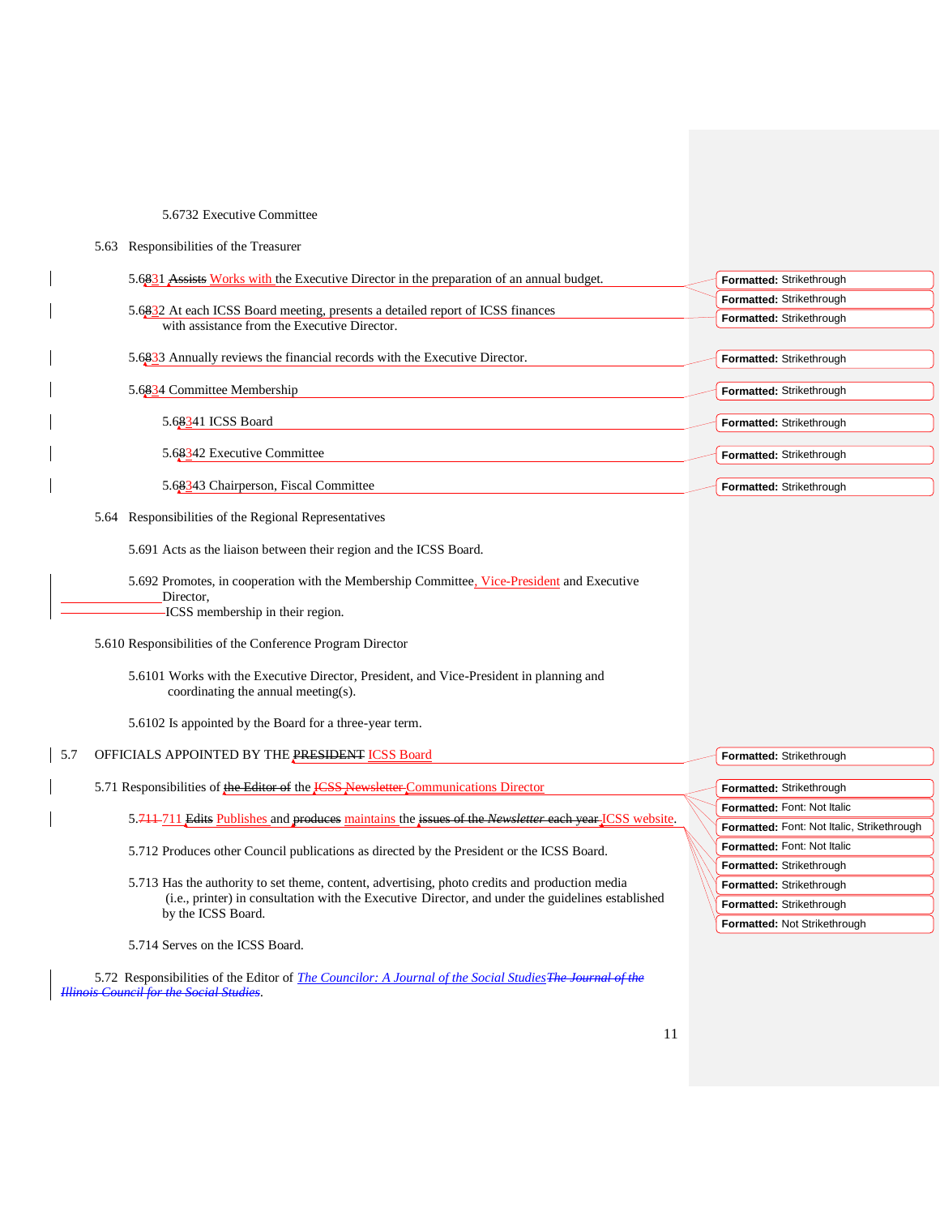5.6732 Executive Committee

5.63 Responsibilities of the Treasurer

5.6831 Assists Works with the Executive Director in the preparation of an annual budget.

5.6832 At each ICSS Board meeting, presents a detailed report of ICSS finances with assistance from the Executive Director.

5.6833 Annually reviews the financial records with the Executive Director.

5.6834 Committee Membership

5.68341 ICSS Board

5.68342 Executive Committee

5.68343 Chairperson, Fiscal Committee

5.64 Responsibilities of the Regional Representatives

5.691 Acts as the liaison between their region and the ICSS Board.

5.692 Promotes, in cooperation with the Membership Committee, Vice-President and Executive Director, ICSS membership in their region.

5.610 Responsibilities of the Conference Program Director

5.6101 Works with the Executive Director, President, and Vice-President in planning and coordinating the annual meeting(s).

5.6102 Is appointed by the Board for a three-year term.

5.7 OFFICIALS APPOINTED BY THE PRESIDENT ICSS Board

5.71 Responsibilities of the Editor of the ICSS Newsletter Communications Director

5.711 711 Edits Publishes and produces maintains the issues of the *Newsletter* each year ICSS website.

5.712 Produces other Council publications as directed by the President or the ICSS Board.

5.713 Has the authority to set theme, content, advertising, photo credits and production media (i.e., printer) in consultation with the Executive Director, and under the guidelines established by the ICSS Board.

5.714 Serves on the ICSS Board.

5.72 Responsibilities of the Editor of *The Councilor: A Journal of the Social Studies* *The Journal of the Illinois Council for the Social Studies*.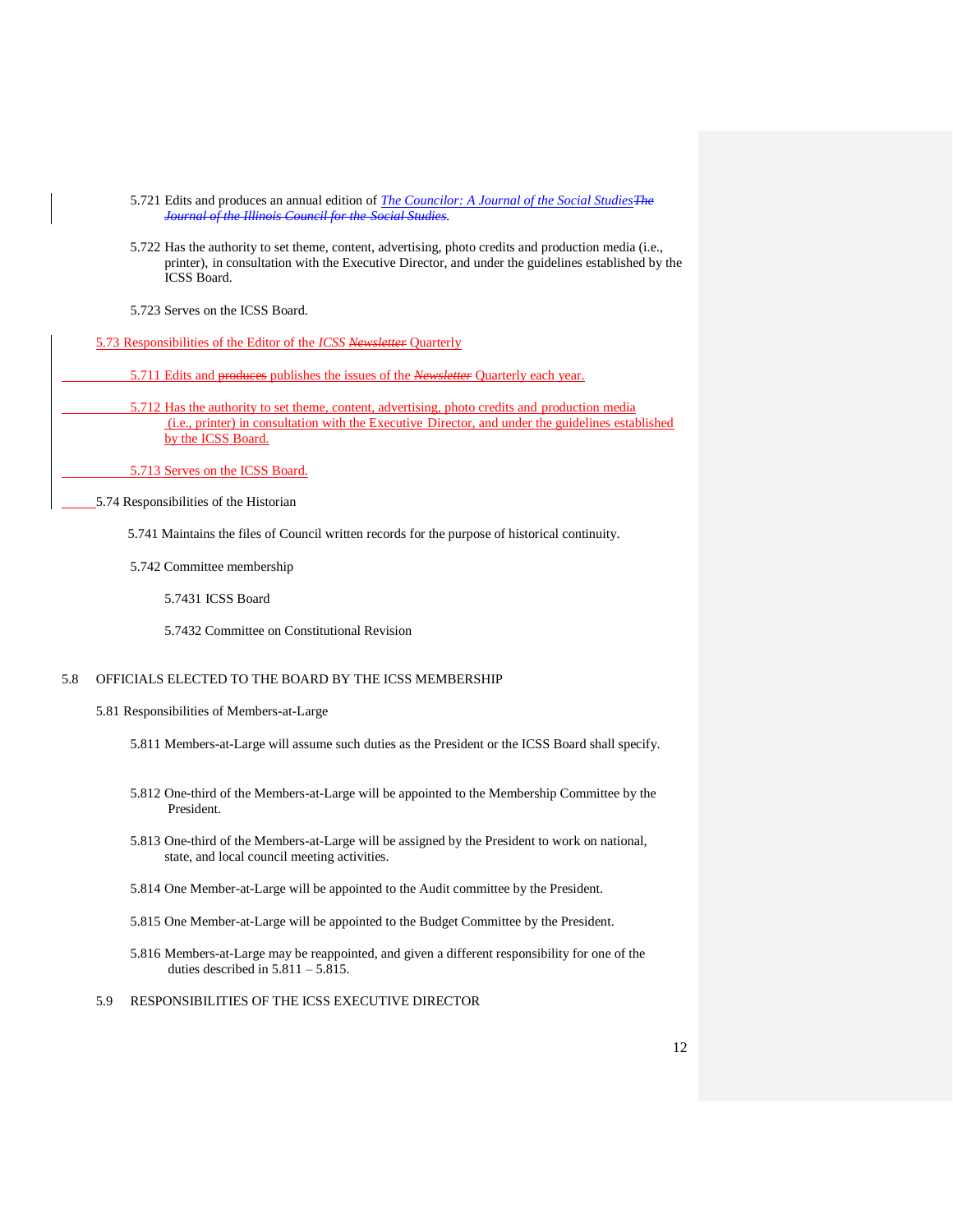5.721 Edits and produces an annual edition of *The Councilor: A Journal of the Social Studies*~~*The Journal of the Illinois Council for the Social Studies*~~.

5.722 Has the authority to set theme, content, advertising, photo credits and production media (i.e., printer), in consultation with the Executive Director, and under the guidelines established by the ICSS Board.

5.723 Serves on the ICSS Board.

5.73 Responsibilities of the Editor of the *ICSS* ~~*Newsletter*~~ Quarterly

5.711 Edits and ~~produces~~ publishes the issues of the ~~*Newsletter*~~ Quarterly each year.

5.712 Has the authority to set theme, content, advertising, photo credits and production media (i.e., printer) in consultation with the Executive Director, and under the guidelines established by the ICSS Board.

5.713 Serves on the ICSS Board.

5.74 Responsibilities of the Historian

5.741 Maintains the files of Council written records for the purpose of historical continuity.

5.742 Committee membership

5.7431 ICSS Board

5.7432 Committee on Constitutional Revision

5.8 OFFICIALS ELECTED TO THE BOARD BY THE ICSS MEMBERSHIP

5.81 Responsibilities of Members-at-Large

5.811 Members-at-Large will assume such duties as the President or the ICSS Board shall specify.

5.812 One-third of the Members-at-Large will be appointed to the Membership Committee by the President.

5.813 One-third of the Members-at-Large will be assigned by the President to work on national, state, and local council meeting activities.

5.814 One Member-at-Large will be appointed to the Audit committee by the President.

5.815 One Member-at-Large will be appointed to the Budget Committee by the President.

5.816 Members-at-Large may be reappointed, and given a different responsibility for one of the duties described in 5.811 – 5.815.

5.9 RESPONSIBILITIES OF THE ICSS EXECUTIVE DIRECTOR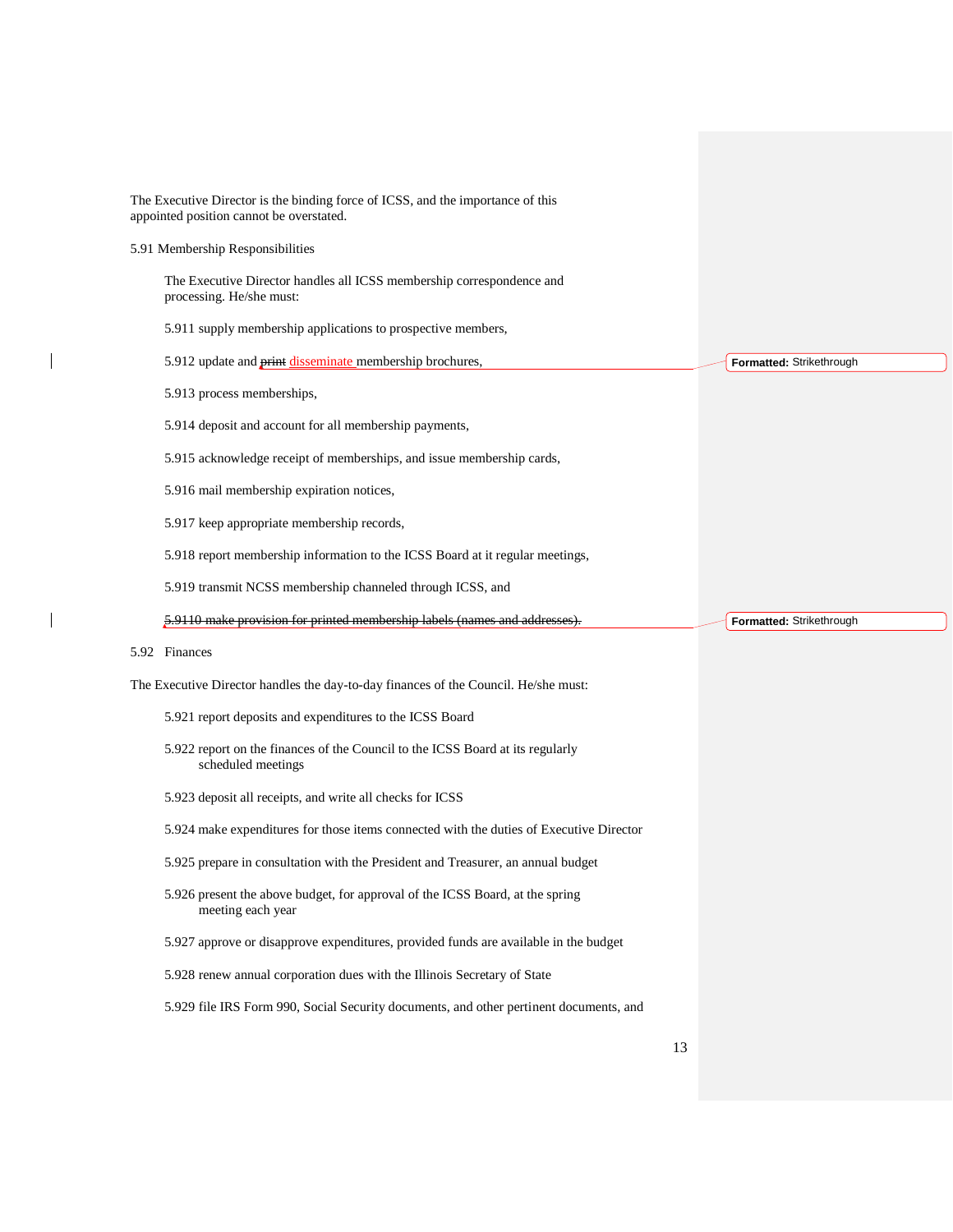The Executive Director is the binding force of ICSS, and the importance of this appointed position cannot be overstated.

5.91 Membership Responsibilities

The Executive Director handles all ICSS membership correspondence and processing. He/she must:

5.911 supply membership applications to prospective members,

5.912 update and ~~print~~ disseminate membership brochures,

5.913 process memberships,

5.914 deposit and account for all membership payments,

5.915 acknowledge receipt of memberships, and issue membership cards,

5.916 mail membership expiration notices,

5.917 keep appropriate membership records,

5.918 report membership information to the ICSS Board at it regular meetings,

5.919 transmit NCSS membership channeled through ICSS, and

~~5.9110 make provision for printed membership labels (names and addresses).~~

5.92 Finances

The Executive Director handles the day-to-day finances of the Council. He/she must:

5.921 report deposits and expenditures to the ICSS Board

5.922 report on the finances of the Council to the ICSS Board at its regularly scheduled meetings

5.923 deposit all receipts, and write all checks for ICSS

5.924 make expenditures for those items connected with the duties of Executive Director

5.925 prepare in consultation with the President and Treasurer, an annual budget

5.926 present the above budget, for approval of the ICSS Board, at the spring meeting each year

5.927 approve or disapprove expenditures, provided funds are available in the budget

5.928 renew annual corporation dues with the Illinois Secretary of State

5.929 file IRS Form 990, Social Security documents, and other pertinent documents, and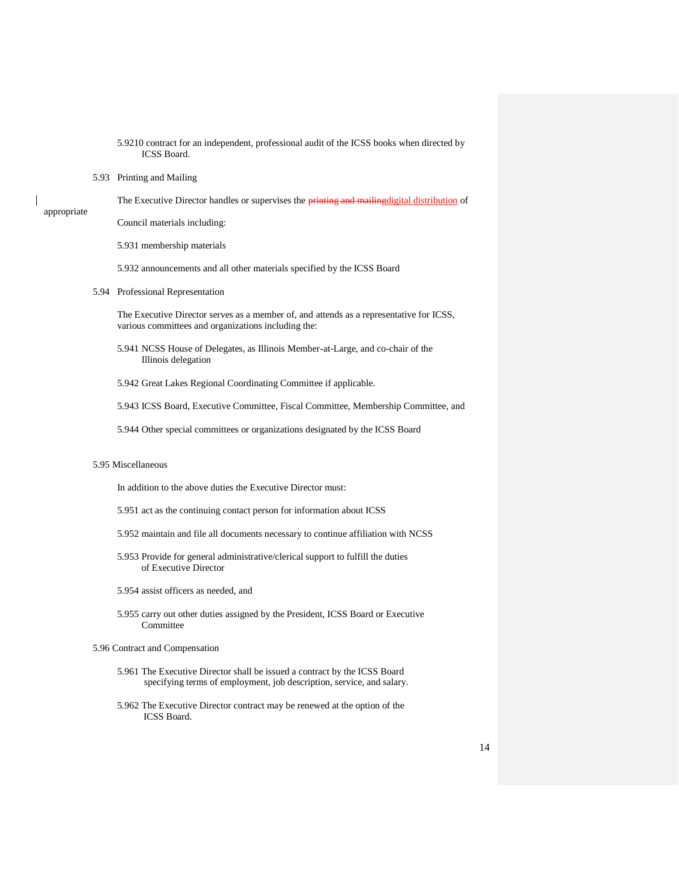5.9210 contract for an independent, professional audit of the ICSS books when directed by ICSS Board.

5.93 Printing and Mailing

The Executive Director handles or supervises the ~~printing and mailing~~digital distribution of appropriate Council materials including:

5.931 membership materials

5.932 announcements and all other materials specified by the ICSS Board

5.94 Professional Representation

The Executive Director serves as a member of, and attends as a representative for ICSS, various committees and organizations including the:

5.941 NCSS House of Delegates, as Illinois Member-at-Large, and co-chair of the Illinois delegation

5.942 Great Lakes Regional Coordinating Committee if applicable.

5.943 ICSS Board, Executive Committee, Fiscal Committee, Membership Committee, and

5.944 Other special committees or organizations designated by the ICSS Board

5.95 Miscellaneous

In addition to the above duties the Executive Director must:

5.951 act as the continuing contact person for information about ICSS

5.952 maintain and file all documents necessary to continue affiliation with NCSS

5.953 Provide for general administrative/clerical support to fulfill the duties of Executive Director

5.954 assist officers as needed, and

5.955 carry out other duties assigned by the President, ICSS Board or Executive Committee

5.96 Contract and Compensation

5.961 The Executive Director shall be issued a contract by the ICSS Board specifying terms of employment, job description, service, and salary.

5.962 The Executive Director contract may be renewed at the option of the ICSS Board.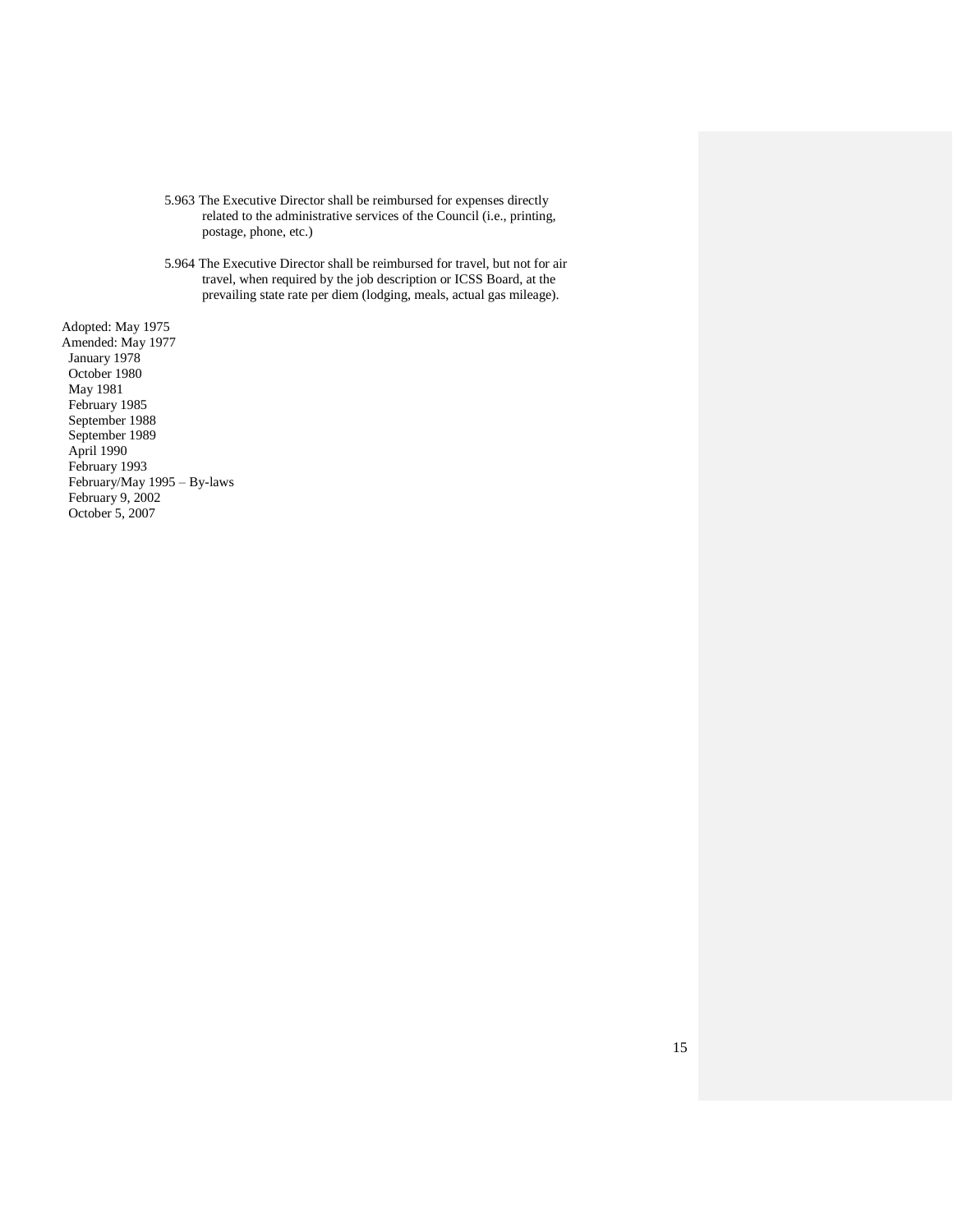5.963 The Executive Director shall be reimbursed for expenses directly related to the administrative services of the Council (i.e., printing, postage, phone, etc.)

5.964 The Executive Director shall be reimbursed for travel, but not for air travel, when required by the job description or ICSS Board, at the prevailing state rate per diem (lodging, meals, actual gas mileage).

Adopted: May 1975
Amended: May 1977
January 1978
October 1980
May 1981
February 1985
September 1988
September 1989
April 1990
February 1993
February/May 1995 – By-laws
February 9, 2002
October 5, 2007